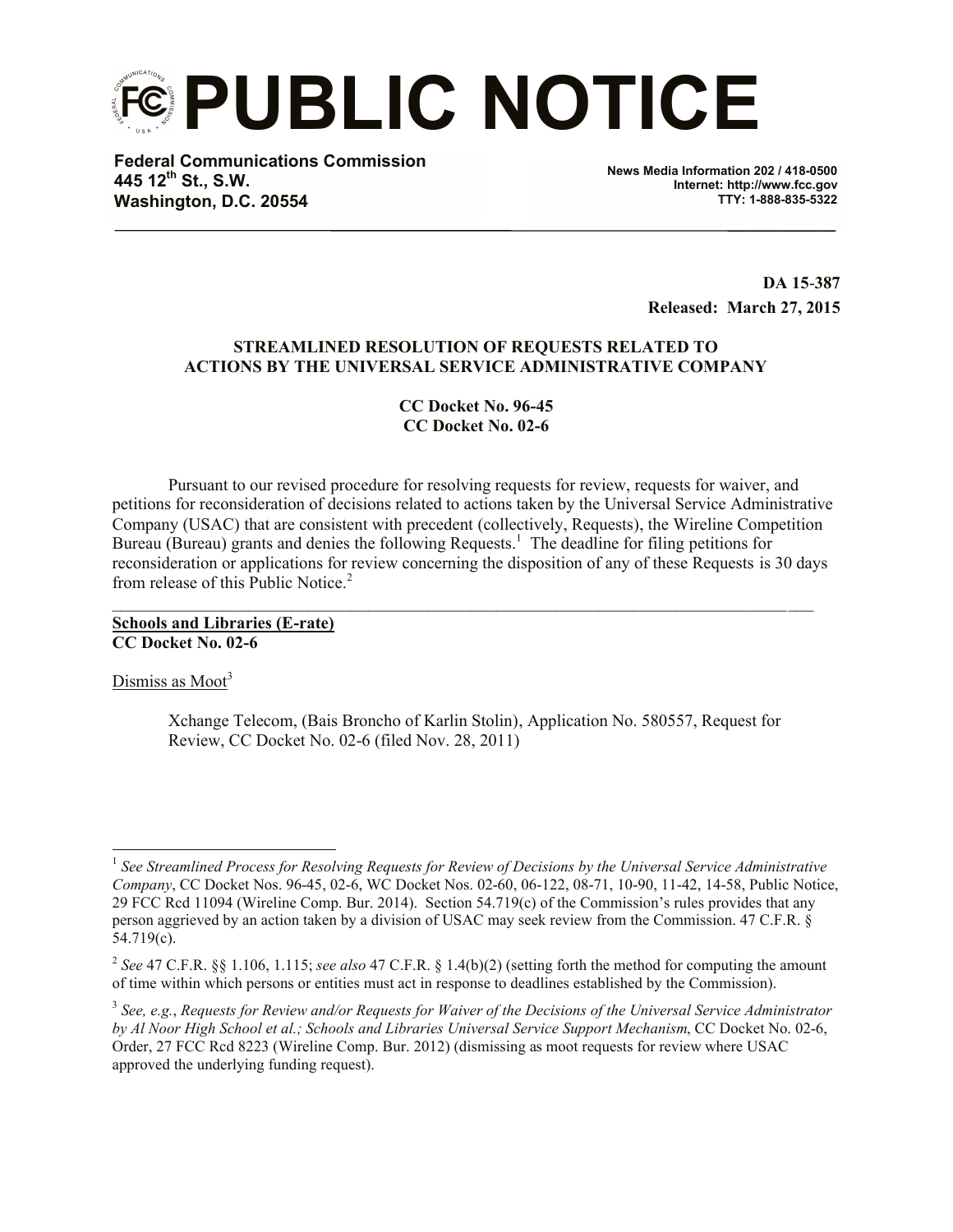# PUBLIC NOTICE

**Federal Communications Commission**
**445 12th St., S.W.**
**Washington, D.C. 20554**

**News Media Information 202 / 418-0500**
**Internet: http://www.fcc.gov**
**TTY: 1-888-835-5322**

**DA 15-387**
**Released: March 27, 2015**

**STREAMLINED RESOLUTION OF REQUESTS RELATED TO ACTIONS BY THE UNIVERSAL SERVICE ADMINISTRATIVE COMPANY**

**CC Docket No. 96-45**
**CC Docket No. 02-6**

Pursuant to our revised procedure for resolving requests for review, requests for waiver, and petitions for reconsideration of decisions related to actions taken by the Universal Service Administrative Company (USAC) that are consistent with precedent (collectively, Requests), the Wireline Competition Bureau (Bureau) grants and denies the following Requests.[1] The deadline for filing petitions for reconsideration or applications for review concerning the disposition of any of these Requests is 30 days from release of this Public Notice.[2]

---

**Schools and Libraries (E-rate)**
**CC Docket No. 02-6**

Dismiss as Moot[3]

Xchange Telecom, (Bais Broncho of Karlin Stolin), Application No. 580557, Request for Review, CC Docket No. 02-6 (filed Nov. 28, 2011)

---

[1] *See Streamlined Process for Resolving Requests for Review of Decisions by the Universal Service Administrative Company*, CC Docket Nos. 96-45, 02-6, WC Docket Nos. 02-60, 06-122, 08-71, 10-90, 11-42, 14-58, Public Notice, 29 FCC Rcd 11094 (Wireline Comp. Bur. 2014). Section 54.719(c) of the Commission's rules provides that any person aggrieved by an action taken by a division of USAC may seek review from the Commission. 47 C.F.R. § 54.719(c).

[2] *See* 47 C.F.R. §§ 1.106, 1.115; *see also* 47 C.F.R. § 1.4(b)(2) (setting forth the method for computing the amount of time within which persons or entities must act in response to deadlines established by the Commission).

[3] *See, e.g.*, *Requests for Review and/or Requests for Waiver of the Decisions of the Universal Service Administrator by Al Noor High School et al.; Schools and Libraries Universal Service Support Mechanism*, CC Docket No. 02-6, Order, 27 FCC Rcd 8223 (Wireline Comp. Bur. 2012) (dismissing as moot requests for review where USAC approved the underlying funding request).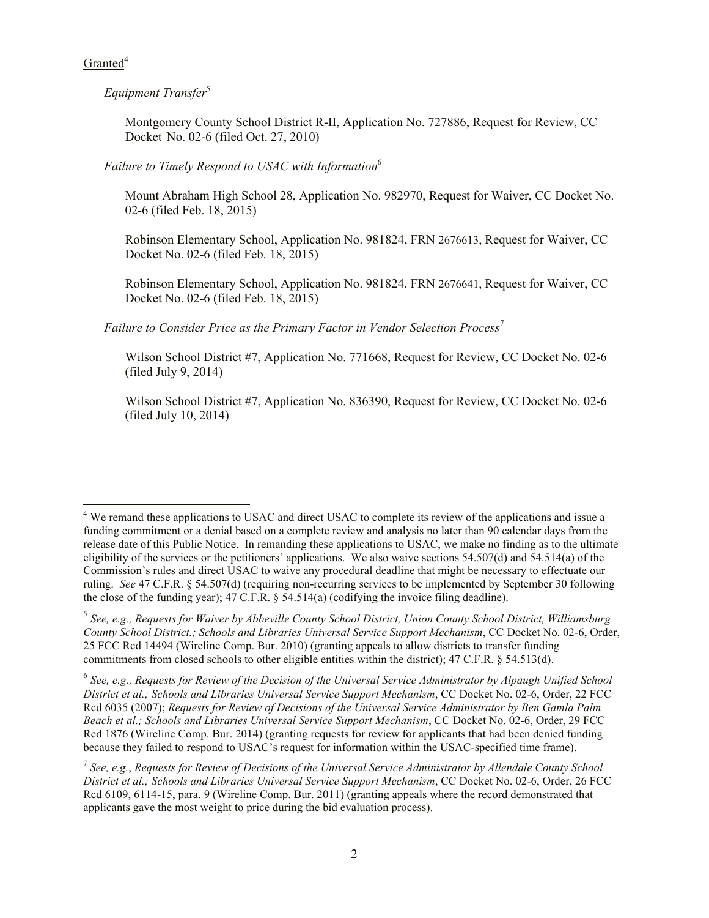Granted[4]

*Equipment Transfer*[5]

Montgomery County School District R-II, Application No. 727886, Request for Review, CC Docket No. 02-6 (filed Oct. 27, 2010)

*Failure to Timely Respond to USAC with Information*[6]

Mount Abraham High School 28, Application No. 982970, Request for Waiver, CC Docket No. 02-6 (filed Feb. 18, 2015)

Robinson Elementary School, Application No. 981824, FRN 2676613, Request for Waiver, CC Docket No. 02-6 (filed Feb. 18, 2015)

Robinson Elementary School, Application No. 981824, FRN 2676641, Request for Waiver, CC Docket No. 02-6 (filed Feb. 18, 2015)

*Failure to Consider Price as the Primary Factor in Vendor Selection Process*[7]

Wilson School District #7, Application No. 771668, Request for Review, CC Docket No. 02-6 (filed July 9, 2014)

Wilson School District #7, Application No. 836390, Request for Review, CC Docket No. 02-6 (filed July 10, 2014)

---

[4] We remand these applications to USAC and direct USAC to complete its review of the applications and issue a funding commitment or a denial based on a complete review and analysis no later than 90 calendar days from the release date of this Public Notice. In remanding these applications to USAC, we make no finding as to the ultimate eligibility of the services or the petitioners' applications. We also waive sections 54.507(d) and 54.514(a) of the Commission's rules and direct USAC to waive any procedural deadline that might be necessary to effectuate our ruling. *See* 47 C.F.R. § 54.507(d) (requiring non-recurring services to be implemented by September 30 following the close of the funding year); 47 C.F.R. § 54.514(a) (codifying the invoice filing deadline).

[5] *See, e.g., Requests for Waiver by Abbeville County School District, Union County School District, Williamsburg County School District.; Schools and Libraries Universal Service Support Mechanism*, CC Docket No. 02-6, Order, 25 FCC Rcd 14494 (Wireline Comp. Bur. 2010) (granting appeals to allow districts to transfer funding commitments from closed schools to other eligible entities within the district); 47 C.F.R. § 54.513(d).

[6] *See, e.g., Requests for Review of the Decision of the Universal Service Administrator by Alpaugh Unified School District et al.; Schools and Libraries Universal Service Support Mechanism*, CC Docket No. 02-6, Order, 22 FCC Rcd 6035 (2007); *Requests for Review of Decisions of the Universal Service Administrator by Ben Gamla Palm Beach et al.; Schools and Libraries Universal Service Support Mechanism*, CC Docket No. 02-6, Order, 29 FCC Rcd 1876 (Wireline Comp. Bur. 2014) (granting requests for review for applicants that had been denied funding because they failed to respond to USAC's request for information within the USAC-specified time frame).

[7] *See, e.g.*, *Requests for Review of Decisions of the Universal Service Administrator by Allendale County School District et al.; Schools and Libraries Universal Service Support Mechanism*, CC Docket No. 02-6, Order, 26 FCC Rcd 6109, 6114-15, para. 9 (Wireline Comp. Bur. 2011) (granting appeals where the record demonstrated that applicants gave the most weight to price during the bid evaluation process).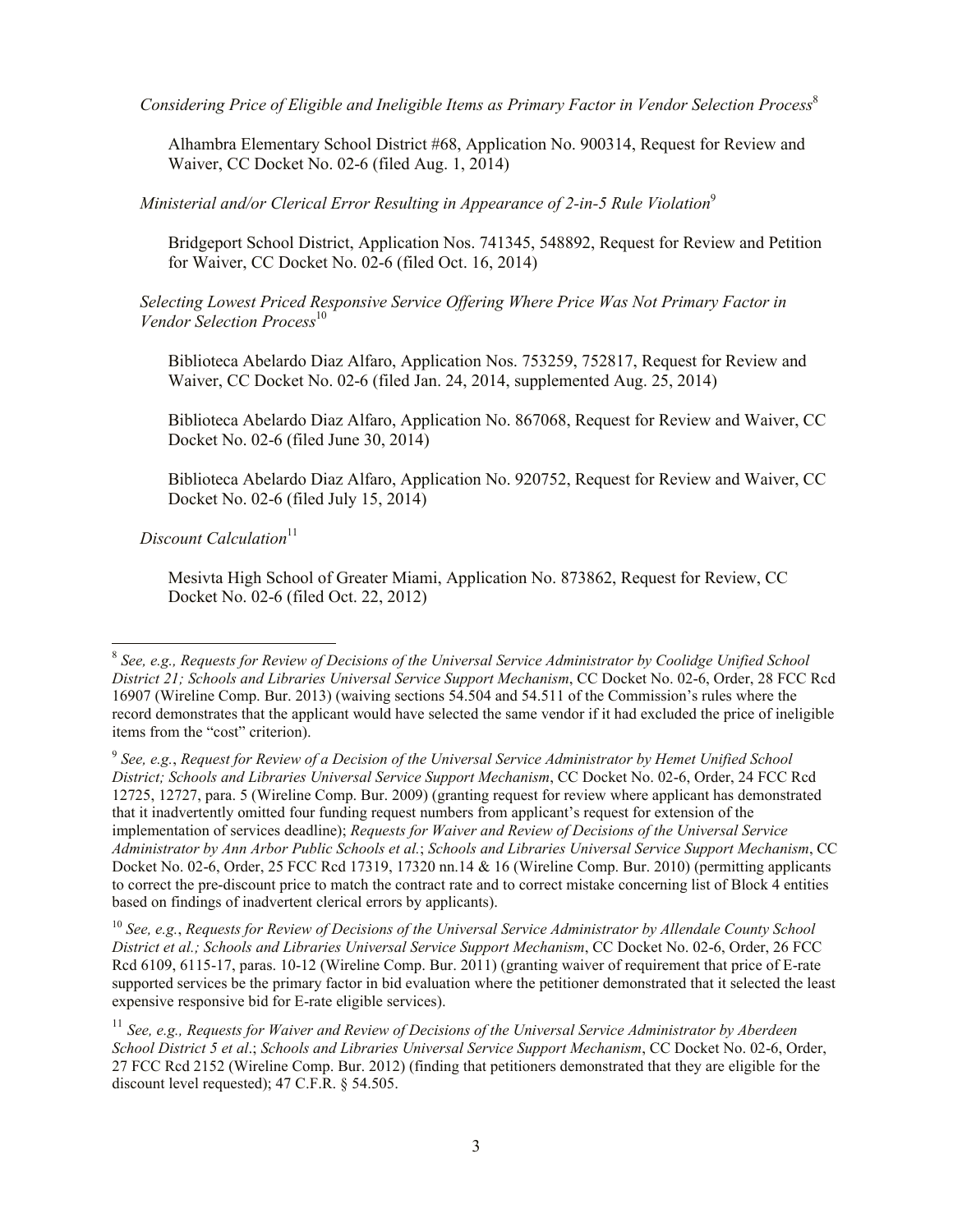*Considering Price of Eligible and Ineligible Items as Primary Factor in Vendor Selection Process*[8]

Alhambra Elementary School District #68, Application No. 900314, Request for Review and Waiver, CC Docket No. 02-6 (filed Aug. 1, 2014)

*Ministerial and/or Clerical Error Resulting in Appearance of 2-in-5 Rule Violation*[9]

Bridgeport School District, Application Nos. 741345, 548892, Request for Review and Petition for Waiver, CC Docket No. 02-6 (filed Oct. 16, 2014)

*Selecting Lowest Priced Responsive Service Offering Where Price Was Not Primary Factor in Vendor Selection Process*[10]

Biblioteca Abelardo Diaz Alfaro, Application Nos. 753259, 752817, Request for Review and Waiver, CC Docket No. 02-6 (filed Jan. 24, 2014, supplemented Aug. 25, 2014)

Biblioteca Abelardo Diaz Alfaro, Application No. 867068, Request for Review and Waiver, CC Docket No. 02-6 (filed June 30, 2014)

Biblioteca Abelardo Diaz Alfaro, Application No. 920752, Request for Review and Waiver, CC Docket No. 02-6 (filed July 15, 2014)

*Discount Calculation*[11]

Mesivta High School of Greater Miami, Application No. 873862, Request for Review, CC Docket No. 02-6 (filed Oct. 22, 2012)

---

[8] *See, e.g., Requests for Review of Decisions of the Universal Service Administrator by Coolidge Unified School District 21; Schools and Libraries Universal Service Support Mechanism*, CC Docket No. 02-6, Order, 28 FCC Rcd 16907 (Wireline Comp. Bur. 2013) (waiving sections 54.504 and 54.511 of the Commission's rules where the record demonstrates that the applicant would have selected the same vendor if it had excluded the price of ineligible items from the "cost" criterion).

[9] *See, e.g.*, *Request for Review of a Decision of the Universal Service Administrator by Hemet Unified School District; Schools and Libraries Universal Service Support Mechanism*, CC Docket No. 02-6, Order, 24 FCC Rcd 12725, 12727, para. 5 (Wireline Comp. Bur. 2009) (granting request for review where applicant has demonstrated that it inadvertently omitted four funding request numbers from applicant's request for extension of the implementation of services deadline); *Requests for Waiver and Review of Decisions of the Universal Service Administrator by Ann Arbor Public Schools et al.*; *Schools and Libraries Universal Service Support Mechanism*, CC Docket No. 02-6, Order, 25 FCC Rcd 17319, 17320 nn.14 & 16 (Wireline Comp. Bur. 2010) (permitting applicants to correct the pre-discount price to match the contract rate and to correct mistake concerning list of Block 4 entities based on findings of inadvertent clerical errors by applicants).

[10] *See, e.g.*, *Requests for Review of Decisions of the Universal Service Administrator by Allendale County School District et al.; Schools and Libraries Universal Service Support Mechanism*, CC Docket No. 02-6, Order, 26 FCC Rcd 6109, 6115-17, paras. 10-12 (Wireline Comp. Bur. 2011) (granting waiver of requirement that price of E-rate supported services be the primary factor in bid evaluation where the petitioner demonstrated that it selected the least expensive responsive bid for E-rate eligible services).

[11] *See, e.g., Requests for Waiver and Review of Decisions of the Universal Service Administrator by Aberdeen School District 5 et al.*; *Schools and Libraries Universal Service Support Mechanism*, CC Docket No. 02-6, Order, 27 FCC Rcd 2152 (Wireline Comp. Bur. 2012) (finding that petitioners demonstrated that they are eligible for the discount level requested); 47 C.F.R. § 54.505.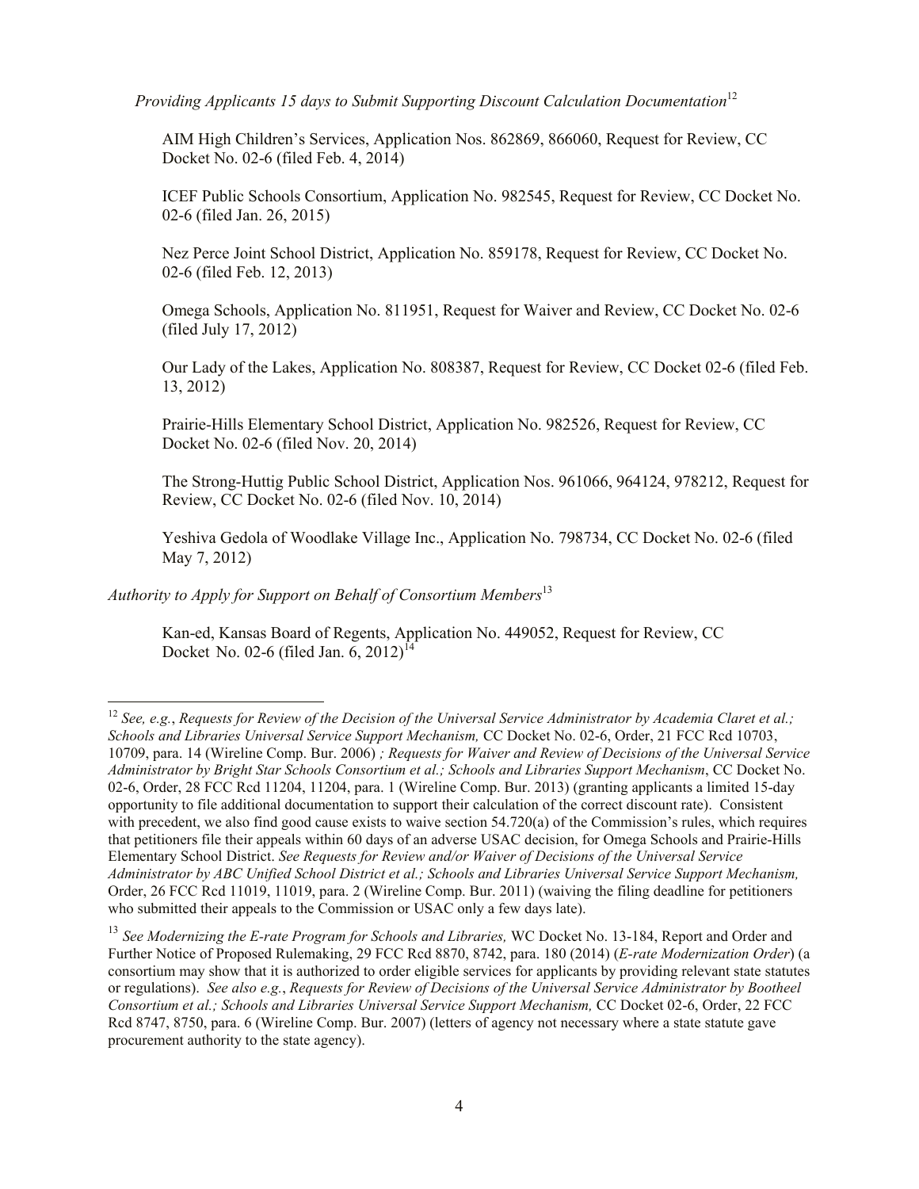*Providing Applicants 15 days to Submit Supporting Discount Calculation Documentation*[12]

AIM High Children's Services, Application Nos. 862869, 866060, Request for Review, CC Docket No. 02-6 (filed Feb. 4, 2014)

ICEF Public Schools Consortium, Application No. 982545, Request for Review, CC Docket No. 02-6 (filed Jan. 26, 2015)

Nez Perce Joint School District, Application No. 859178, Request for Review, CC Docket No. 02-6 (filed Feb. 12, 2013)

Omega Schools, Application No. 811951, Request for Waiver and Review, CC Docket No. 02-6 (filed July 17, 2012)

Our Lady of the Lakes, Application No. 808387, Request for Review, CC Docket 02-6 (filed Feb. 13, 2012)

Prairie-Hills Elementary School District, Application No. 982526, Request for Review, CC Docket No. 02-6 (filed Nov. 20, 2014)

The Strong-Huttig Public School District, Application Nos. 961066, 964124, 978212, Request for Review, CC Docket No. 02-6 (filed Nov. 10, 2014)

Yeshiva Gedola of Woodlake Village Inc., Application No. 798734, CC Docket No. 02-6 (filed May 7, 2012)

*Authority to Apply for Support on Behalf of Consortium Members*[13]

Kan-ed, Kansas Board of Regents, Application No. 449052, Request for Review, CC Docket No. 02-6 (filed Jan. 6, 2012)[14]

---

[12] *See, e.g.*, *Requests for Review of the Decision of the Universal Service Administrator by Academia Claret et al.; Schools and Libraries Universal Service Support Mechanism,* CC Docket No. 02-6, Order, 21 FCC Rcd 10703, 10709, para. 14 (Wireline Comp. Bur. 2006) *; Requests for Waiver and Review of Decisions of the Universal Service Administrator by Bright Star Schools Consortium et al.; Schools and Libraries Support Mechanism*, CC Docket No. 02-6, Order, 28 FCC Rcd 11204, 11204, para. 1 (Wireline Comp. Bur. 2013) (granting applicants a limited 15-day opportunity to file additional documentation to support their calculation of the correct discount rate). Consistent with precedent, we also find good cause exists to waive section 54.720(a) of the Commission's rules, which requires that petitioners file their appeals within 60 days of an adverse USAC decision, for Omega Schools and Prairie-Hills Elementary School District. *See Requests for Review and/or Waiver of Decisions of the Universal Service Administrator by ABC Unified School District et al.; Schools and Libraries Universal Service Support Mechanism,* Order, 26 FCC Rcd 11019, 11019, para. 2 (Wireline Comp. Bur. 2011) (waiving the filing deadline for petitioners who submitted their appeals to the Commission or USAC only a few days late).

[13] *See Modernizing the E-rate Program for Schools and Libraries,* WC Docket No. 13-184, Report and Order and Further Notice of Proposed Rulemaking, 29 FCC Rcd 8870, 8742, para. 180 (2014) (*E-rate Modernization Order*) (a consortium may show that it is authorized to order eligible services for applicants by providing relevant state statutes or regulations). *See also e.g.*, *Requests for Review of Decisions of the Universal Service Administrator by Bootheel Consortium et al.; Schools and Libraries Universal Service Support Mechanism,* CC Docket 02-6, Order, 22 FCC Rcd 8747, 8750, para. 6 (Wireline Comp. Bur. 2007) (letters of agency not necessary where a state statute gave procurement authority to the state agency).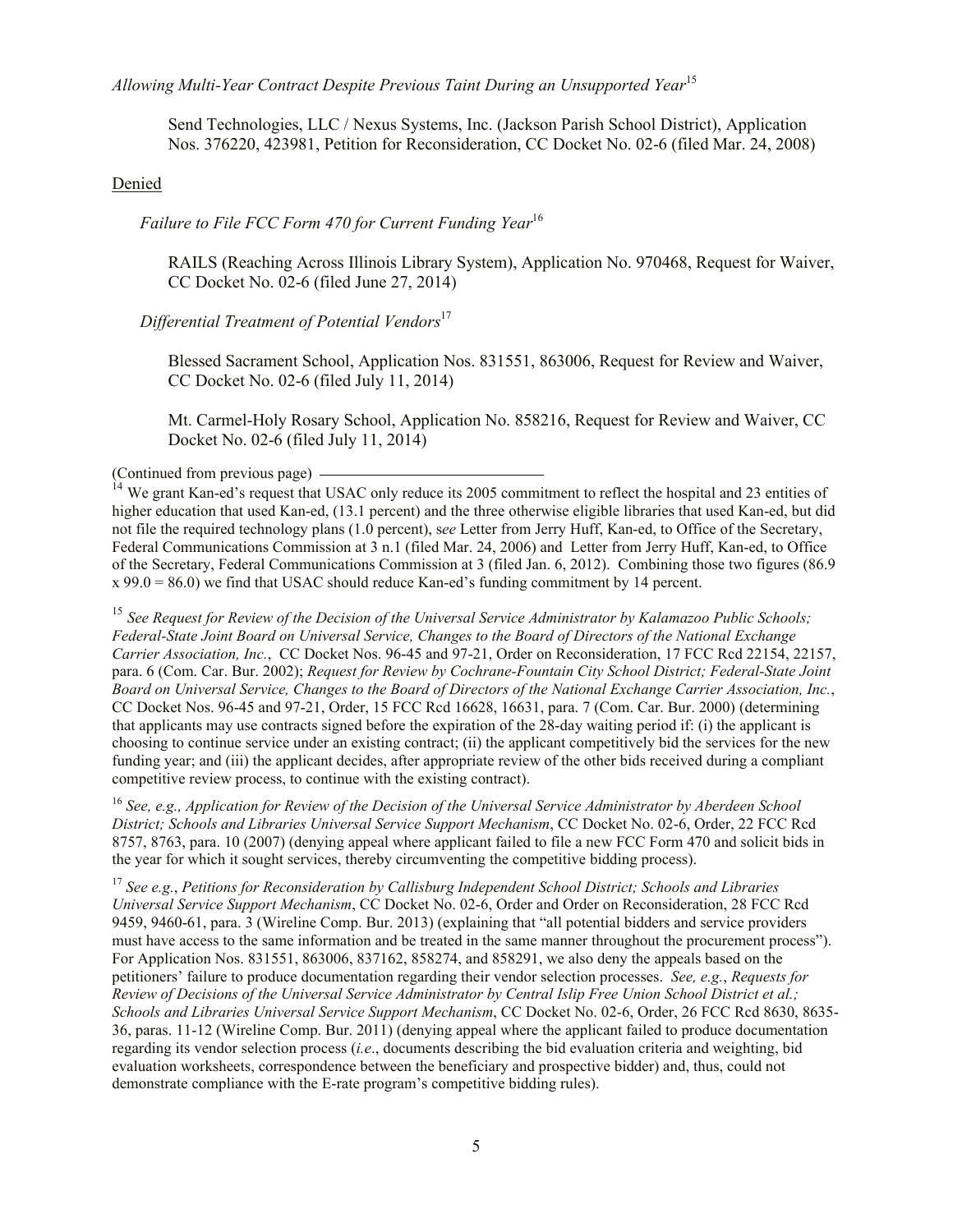*Allowing Multi-Year Contract Despite Previous Taint During an Unsupported Year*[15]

Send Technologies, LLC / Nexus Systems, Inc. (Jackson Parish School District), Application Nos. 376220, 423981, Petition for Reconsideration, CC Docket No. 02-6 (filed Mar. 24, 2008)

Denied

*Failure to File FCC Form 470 for Current Funding Year*[16]

RAILS (Reaching Across Illinois Library System), Application No. 970468, Request for Waiver, CC Docket No. 02-6 (filed June 27, 2014)

*Differential Treatment of Potential Vendors*[17]

Blessed Sacrament School, Application Nos. 831551, 863006, Request for Review and Waiver, CC Docket No. 02-6 (filed July 11, 2014)

Mt. Carmel-Holy Rosary School, Application No. 858216, Request for Review and Waiver, CC Docket No. 02-6 (filed July 11, 2014)

---

(Continued from previous page)

[14] We grant Kan-ed's request that USAC only reduce its 2005 commitment to reflect the hospital and 23 entities of higher education that used Kan-ed, (13.1 percent) and the three otherwise eligible libraries that used Kan-ed, but did not file the required technology plans (1.0 percent), s*ee* Letter from Jerry Huff, Kan-ed, to Office of the Secretary, Federal Communications Commission at 3 n.1 (filed Mar. 24, 2006) and Letter from Jerry Huff, Kan-ed, to Office of the Secretary, Federal Communications Commission at 3 (filed Jan. 6, 2012). Combining those two figures (86.9 x 99.0 = 86.0) we find that USAC should reduce Kan-ed's funding commitment by 14 percent.

[15] *See Request for Review of the Decision of the Universal Service Administrator by Kalamazoo Public Schools; Federal-State Joint Board on Universal Service, Changes to the Board of Directors of the National Exchange Carrier Association, Inc.*, CC Docket Nos. 96-45 and 97-21, Order on Reconsideration, 17 FCC Rcd 22154, 22157, para. 6 (Com. Car. Bur. 2002); *Request for Review by Cochrane-Fountain City School District; Federal-State Joint Board on Universal Service, Changes to the Board of Directors of the National Exchange Carrier Association, Inc.*, CC Docket Nos. 96-45 and 97-21, Order, 15 FCC Rcd 16628, 16631, para. 7 (Com. Car. Bur. 2000) (determining that applicants may use contracts signed before the expiration of the 28-day waiting period if: (i) the applicant is choosing to continue service under an existing contract; (ii) the applicant competitively bid the services for the new funding year; and (iii) the applicant decides, after appropriate review of the other bids received during a compliant competitive review process, to continue with the existing contract).

[16] *See, e.g., Application for Review of the Decision of the Universal Service Administrator by Aberdeen School District; Schools and Libraries Universal Service Support Mechanism*, CC Docket No. 02-6, Order, 22 FCC Rcd 8757, 8763, para. 10 (2007) (denying appeal where applicant failed to file a new FCC Form 470 and solicit bids in the year for which it sought services, thereby circumventing the competitive bidding process).

[17] *See e.g.*, *Petitions for Reconsideration by Callisburg Independent School District; Schools and Libraries Universal Service Support Mechanism*, CC Docket No. 02-6, Order and Order on Reconsideration, 28 FCC Rcd 9459, 9460-61, para. 3 (Wireline Comp. Bur. 2013) (explaining that "all potential bidders and service providers must have access to the same information and be treated in the same manner throughout the procurement process"). For Application Nos. 831551, 863006, 837162, 858274, and 858291, we also deny the appeals based on the petitioners' failure to produce documentation regarding their vendor selection processes. *See, e.g.*, *Requests for Review of Decisions of the Universal Service Administrator by Central Islip Free Union School District et al.; Schools and Libraries Universal Service Support Mechanism*, CC Docket No. 02-6, Order, 26 FCC Rcd 8630, 8635-36, paras. 11-12 (Wireline Comp. Bur. 2011) (denying appeal where the applicant failed to produce documentation regarding its vendor selection process (*i.e*., documents describing the bid evaluation criteria and weighting, bid evaluation worksheets, correspondence between the beneficiary and prospective bidder) and, thus, could not demonstrate compliance with the E-rate program's competitive bidding rules).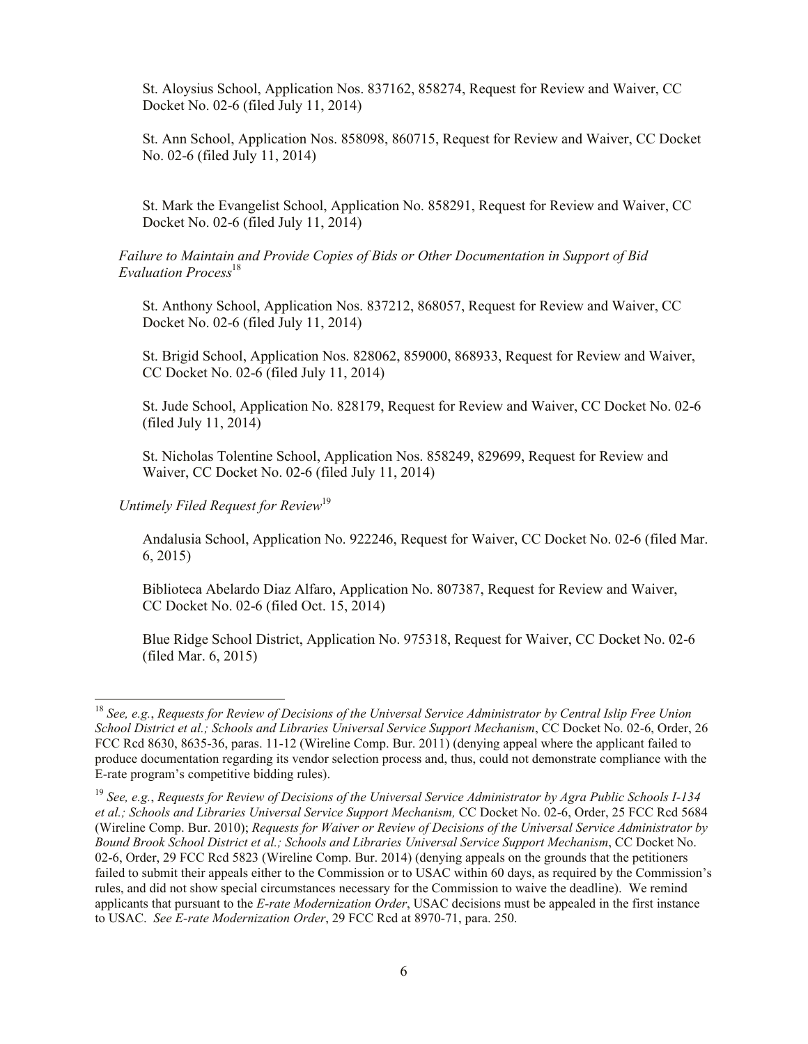St. Aloysius School, Application Nos. 837162, 858274, Request for Review and Waiver, CC Docket No. 02-6 (filed July 11, 2014)

St. Ann School, Application Nos. 858098, 860715, Request for Review and Waiver, CC Docket No. 02-6 (filed July 11, 2014)

St. Mark the Evangelist School, Application No. 858291, Request for Review and Waiver, CC Docket No. 02-6 (filed July 11, 2014)

*Failure to Maintain and Provide Copies of Bids or Other Documentation in Support of Bid Evaluation Process*[18]

St. Anthony School, Application Nos. 837212, 868057, Request for Review and Waiver, CC Docket No. 02-6 (filed July 11, 2014)

St. Brigid School, Application Nos. 828062, 859000, 868933, Request for Review and Waiver, CC Docket No. 02-6 (filed July 11, 2014)

St. Jude School, Application No. 828179, Request for Review and Waiver, CC Docket No. 02-6 (filed July 11, 2014)

St. Nicholas Tolentine School, Application Nos. 858249, 829699, Request for Review and Waiver, CC Docket No. 02-6 (filed July 11, 2014)

*Untimely Filed Request for Review*[19]

Andalusia School, Application No. 922246, Request for Waiver, CC Docket No. 02-6 (filed Mar. 6, 2015)

Biblioteca Abelardo Diaz Alfaro, Application No. 807387, Request for Review and Waiver, CC Docket No. 02-6 (filed Oct. 15, 2014)

Blue Ridge School District, Application No. 975318, Request for Waiver, CC Docket No. 02-6 (filed Mar. 6, 2015)

---

[18] *See, e.g.*, *Requests for Review of Decisions of the Universal Service Administrator by Central Islip Free Union School District et al.; Schools and Libraries Universal Service Support Mechanism*, CC Docket No. 02-6, Order, 26 FCC Rcd 8630, 8635-36, paras. 11-12 (Wireline Comp. Bur. 2011) (denying appeal where the applicant failed to produce documentation regarding its vendor selection process and, thus, could not demonstrate compliance with the E-rate program's competitive bidding rules).

[19] *See, e.g.*, *Requests for Review of Decisions of the Universal Service Administrator by Agra Public Schools I-134 et al.; Schools and Libraries Universal Service Support Mechanism,* CC Docket No. 02-6, Order, 25 FCC Rcd 5684 (Wireline Comp. Bur. 2010); *Requests for Waiver or Review of Decisions of the Universal Service Administrator by Bound Brook School District et al.; Schools and Libraries Universal Service Support Mechanism*, CC Docket No. 02-6, Order, 29 FCC Rcd 5823 (Wireline Comp. Bur. 2014) (denying appeals on the grounds that the petitioners failed to submit their appeals either to the Commission or to USAC within 60 days, as required by the Commission's rules, and did not show special circumstances necessary for the Commission to waive the deadline). We remind applicants that pursuant to the *E-rate Modernization Order*, USAC decisions must be appealed in the first instance to USAC. *See E-rate Modernization Order*, 29 FCC Rcd at 8970-71, para. 250.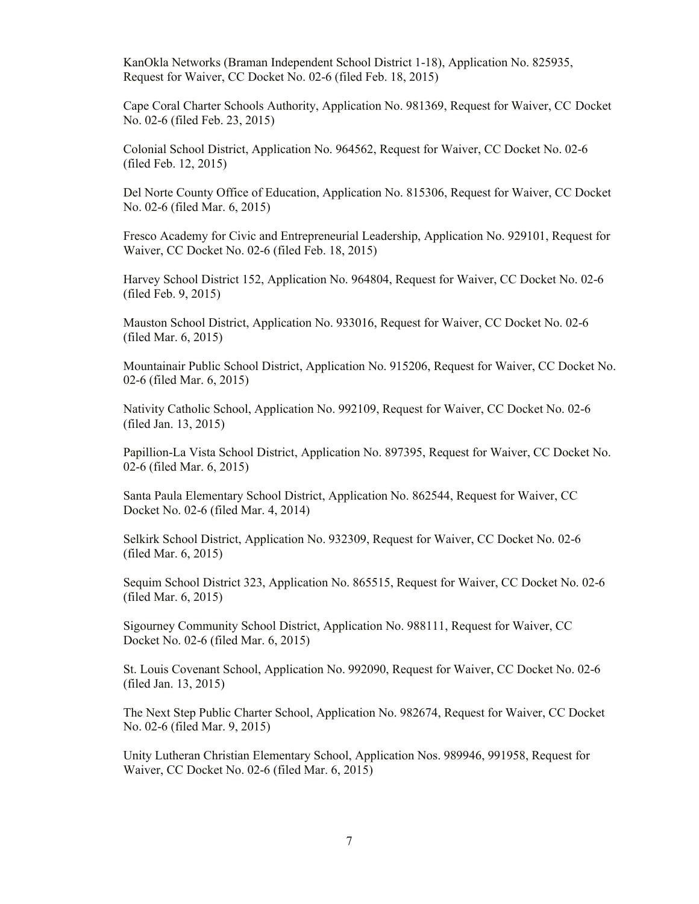KanOkla Networks (Braman Independent School District 1-18), Application No. 825935, Request for Waiver, CC Docket No. 02-6 (filed Feb. 18, 2015)

Cape Coral Charter Schools Authority, Application No. 981369, Request for Waiver, CC Docket No. 02-6 (filed Feb. 23, 2015)

Colonial School District, Application No. 964562, Request for Waiver, CC Docket No. 02-6 (filed Feb. 12, 2015)

Del Norte County Office of Education, Application No. 815306, Request for Waiver, CC Docket No. 02-6 (filed Mar. 6, 2015)

Fresco Academy for Civic and Entrepreneurial Leadership, Application No. 929101, Request for Waiver, CC Docket No. 02-6 (filed Feb. 18, 2015)

Harvey School District 152, Application No. 964804, Request for Waiver, CC Docket No. 02-6 (filed Feb. 9, 2015)

Mauston School District, Application No. 933016, Request for Waiver, CC Docket No. 02-6 (filed Mar. 6, 2015)

Mountainair Public School District, Application No. 915206, Request for Waiver, CC Docket No. 02-6 (filed Mar. 6, 2015)

Nativity Catholic School, Application No. 992109, Request for Waiver, CC Docket No. 02-6 (filed Jan. 13, 2015)

Papillion-La Vista School District, Application No. 897395, Request for Waiver, CC Docket No. 02-6 (filed Mar. 6, 2015)

Santa Paula Elementary School District, Application No. 862544, Request for Waiver, CC Docket No. 02-6 (filed Mar. 4, 2014)

Selkirk School District, Application No. 932309, Request for Waiver, CC Docket No. 02-6 (filed Mar. 6, 2015)

Sequim School District 323, Application No. 865515, Request for Waiver, CC Docket No. 02-6 (filed Mar. 6, 2015)

Sigourney Community School District, Application No. 988111, Request for Waiver, CC Docket No. 02-6 (filed Mar. 6, 2015)

St. Louis Covenant School, Application No. 992090, Request for Waiver, CC Docket No. 02-6 (filed Jan. 13, 2015)

The Next Step Public Charter School, Application No. 982674, Request for Waiver, CC Docket No. 02-6 (filed Mar. 9, 2015)

Unity Lutheran Christian Elementary School, Application Nos. 989946, 991958, Request for Waiver, CC Docket No. 02-6 (filed Mar. 6, 2015)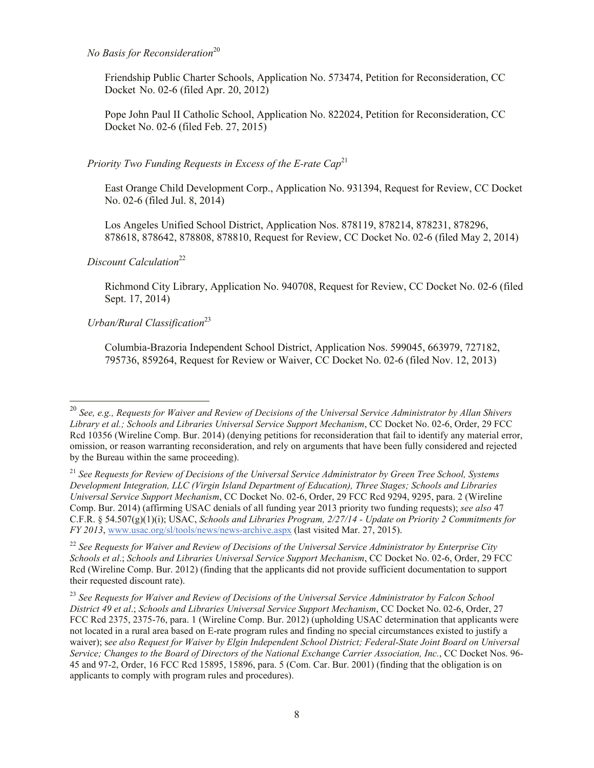*No Basis for Reconsideration*[20]

Friendship Public Charter Schools, Application No. 573474, Petition for Reconsideration, CC Docket No. 02-6 (filed Apr. 20, 2012)

Pope John Paul II Catholic School, Application No. 822024, Petition for Reconsideration, CC Docket No. 02-6 (filed Feb. 27, 2015)

*Priority Two Funding Requests in Excess of the E-rate Cap*[21]

East Orange Child Development Corp., Application No. 931394, Request for Review, CC Docket No. 02-6 (filed Jul. 8, 2014)

Los Angeles Unified School District, Application Nos. 878119, 878214, 878231, 878296, 878618, 878642, 878808, 878810, Request for Review, CC Docket No. 02-6 (filed May 2, 2014)

*Discount Calculation*[22]

Richmond City Library, Application No. 940708, Request for Review, CC Docket No. 02-6 (filed Sept. 17, 2014)

*Urban/Rural Classification*[23]

Columbia-Brazoria Independent School District, Application Nos. 599045, 663979, 727182, 795736, 859264, Request for Review or Waiver, CC Docket No. 02-6 (filed Nov. 12, 2013)

---

[20] *See, e.g., Requests for Waiver and Review of Decisions of the Universal Service Administrator by Allan Shivers Library et al.; Schools and Libraries Universal Service Support Mechanism*, CC Docket No. 02-6, Order, 29 FCC Rcd 10356 (Wireline Comp. Bur. 2014) (denying petitions for reconsideration that fail to identify any material error, omission, or reason warranting reconsideration, and rely on arguments that have been fully considered and rejected by the Bureau within the same proceeding).

[21] *See Requests for Review of Decisions of the Universal Service Administrator by Green Tree School, Systems Development Integration, LLC (Virgin Island Department of Education), Three Stages; Schools and Libraries Universal Service Support Mechanism*, CC Docket No. 02-6, Order, 29 FCC Rcd 9294, 9295, para. 2 (Wireline Comp. Bur. 2014) (affirming USAC denials of all funding year 2013 priority two funding requests); *see also* 47 C.F.R. § 54.507(g)(1)(i); USAC, *Schools and Libraries Program, 2/27/14 - Update on Priority 2 Commitments for FY 2013*, www.usac.org/sl/tools/news/news-archive.aspx (last visited Mar. 27, 2015).

[22] *See Requests for Waiver and Review of Decisions of the Universal Service Administrator by Enterprise City Schools et al*.; *Schools and Libraries Universal Service Support Mechanism*, CC Docket No. 02-6, Order, 29 FCC Rcd (Wireline Comp. Bur. 2012) (finding that the applicants did not provide sufficient documentation to support their requested discount rate).

[23] *See Requests for Waiver and Review of Decisions of the Universal Service Administrator by Falcon School District 49 et al*.; *Schools and Libraries Universal Service Support Mechanism*, CC Docket No. 02-6, Order, 27 FCC Rcd 2375, 2375-76, para. 1 (Wireline Comp. Bur. 2012) (upholding USAC determination that applicants were not located in a rural area based on E-rate program rules and finding no special circumstances existed to justify a waiver); s*ee also Request for Waiver by Elgin Independent School District; Federal-State Joint Board on Universal Service; Changes to the Board of Directors of the National Exchange Carrier Association, Inc.*, CC Docket Nos. 96-45 and 97-2, Order, 16 FCC Rcd 15895, 15896, para. 5 (Com. Car. Bur. 2001) (finding that the obligation is on applicants to comply with program rules and procedures).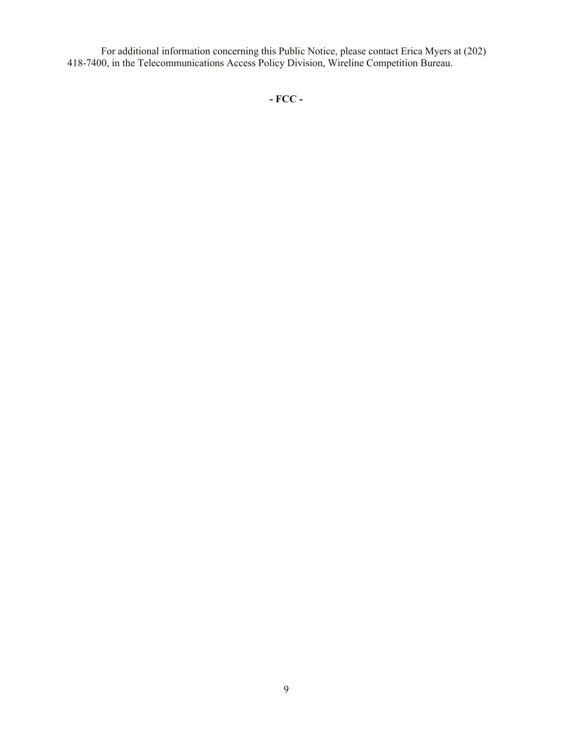For additional information concerning this Public Notice, please contact Erica Myers at (202) 418-7400, in the Telecommunications Access Policy Division, Wireline Competition Bureau.

**- FCC -**